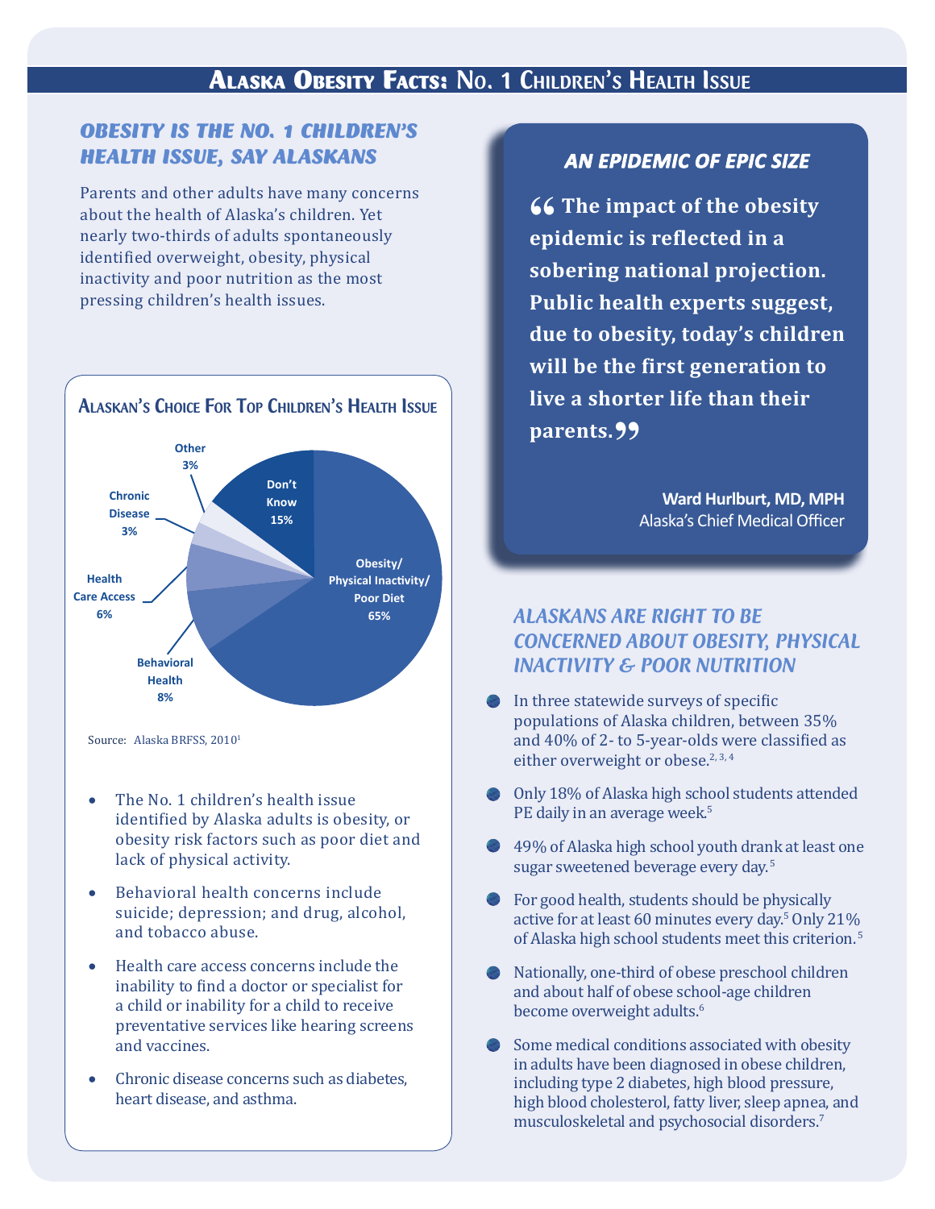# Alaska Obesity Facts: No. 1 Children's Health Issue

## OBESITY IS THE NO. 1 CHILDREN'S HEALTH ISSUE, SAY ALASKANS

Parents and other adults have many concerns about the health of Alaska's children. Yet nearly two-thirds of adults spontaneously identified overweight, obesity, physical inactivity and poor nutrition as the most pressing children's health issues.

### Alaskan's Choice For Top Children's Health Issue

| Issue | Percent |
|---|---|
| Obesity/ Physical Inactivity/ Poor Diet | 65% |
| Don't Know | 15% |
| Behavioral Health | 8% |
| Health Care Access | 6% |
| Chronic Disease | 3% |
| Other | 3% |

Source: Alaska BRFSS, 2010[1]

- The No. 1 children's health issue identified by Alaska adults is obesity, or obesity risk factors such as poor diet and lack of physical activity.
- Behavioral health concerns include suicide; depression; and drug, alcohol, and tobacco abuse.
- Health care access concerns include the inability to find a doctor or specialist for a child or inability for a child to receive preventative services like hearing screens and vaccines.
- Chronic disease concerns such as diabetes, heart disease, and asthma.

## AN EPIDEMIC OF EPIC SIZE

**"The impact of the obesity epidemic is reflected in a sobering national projection. Public health experts suggest, due to obesity, today's children will be the first generation to live a shorter life than their parents."**

**Ward Hurlburt, MD, MPH**
Alaska's Chief Medical Officer

## ALASKANS ARE RIGHT TO BE CONCERNED ABOUT OBESITY, PHYSICAL INACTIVITY & POOR NUTRITION

- In three statewide surveys of specific populations of Alaska children, between 35% and 40% of 2- to 5-year-olds were classified as either overweight or obese.[2, 3, 4]
- Only 18% of Alaska high school students attended PE daily in an average week.[5]
- 49% of Alaska high school youth drank at least one sugar sweetened beverage every day.[5]
- For good health, students should be physically active for at least 60 minutes every day.[5] Only 21% of Alaska high school students meet this criterion.[5]
- Nationally, one-third of obese preschool children and about half of obese school-age children become overweight adults.[6]
- Some medical conditions associated with obesity in adults have been diagnosed in obese children, including type 2 diabetes, high blood pressure, high blood cholesterol, fatty liver, sleep apnea, and musculoskeletal and psychosocial disorders.[7]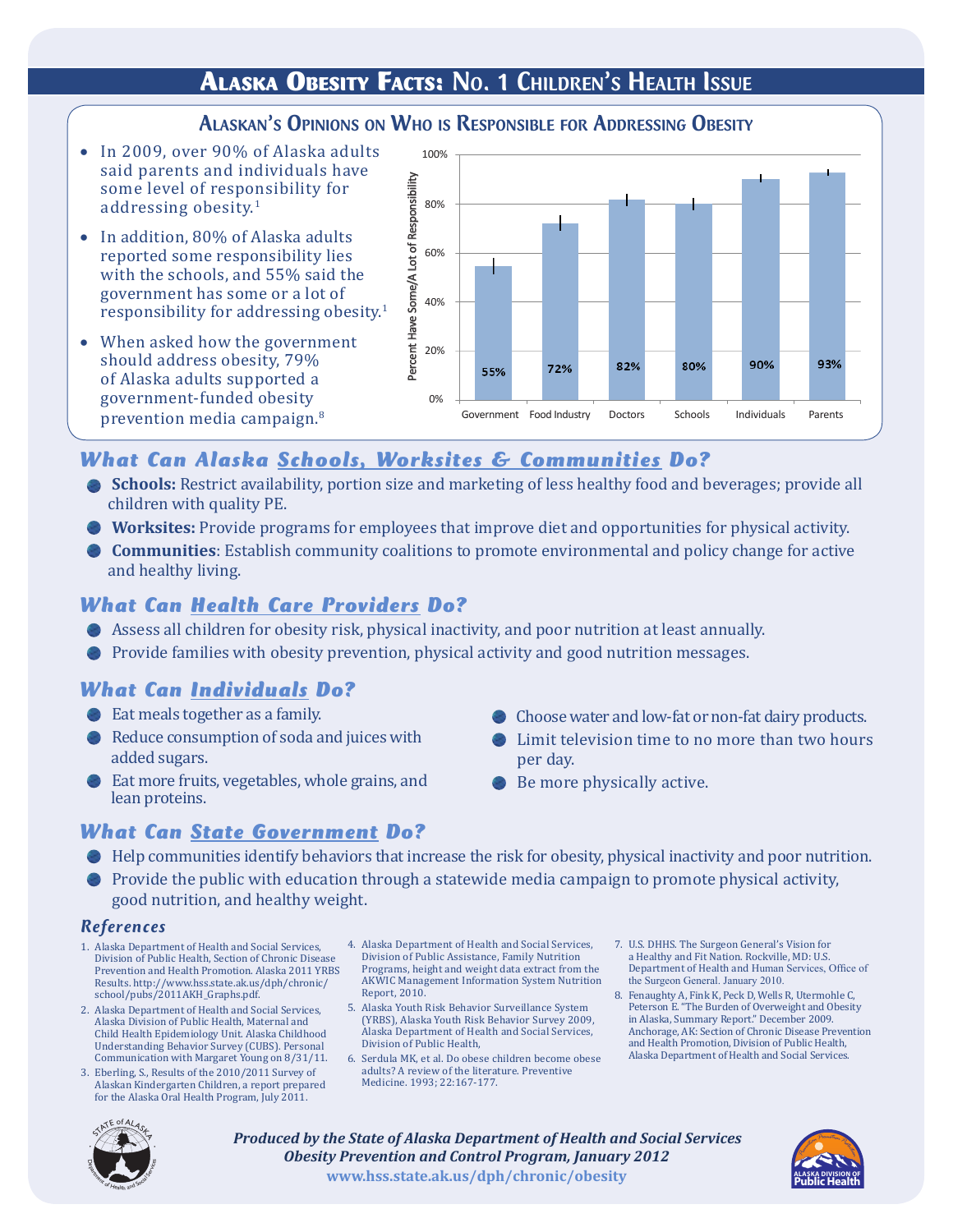# Alaska Obesity Facts: No. 1 Children's Health Issue

## Alaskan's Opinions on Who is Responsible for Addressing Obesity

- In 2009, over 90% of Alaska adults said parents and individuals have some level of responsibility for addressing obesity.[1]
- In addition, 80% of Alaska adults reported some responsibility lies with the schools, and 55% said the government has some or a lot of responsibility for addressing obesity.[1]
- When asked how the government should address obesity, 79% of Alaska adults supported a government-funded obesity prevention media campaign.[8]

Percent Have Some/A Lot of Responsibility

100%
80%
60%
40%
20%
0%

Government 55%
Food Industry 72%
Doctors 82%
Schools 80%
Individuals 90%
Parents 93%

## What Can Alaska Schools, Worksites & Communities Do?

- **Schools:** Restrict availability, portion size and marketing of less healthy food and beverages; provide all children with quality PE.
- **Worksites:** Provide programs for employees that improve diet and opportunities for physical activity.
- **Communities**: Establish community coalitions to promote environmental and policy change for active and healthy living.

## What Can Health Care Providers Do?

- Assess all children for obesity risk, physical inactivity, and poor nutrition at least annually.
- Provide families with obesity prevention, physical activity and good nutrition messages.

## What Can Individuals Do?

- Eat meals together as a family.
- Reduce consumption of soda and juices with added sugars.
- Eat more fruits, vegetables, whole grains, and lean proteins.
- Choose water and low-fat or non-fat dairy products.
- Limit television time to no more than two hours per day.
- Be more physically active.

## What Can State Government Do?

- Help communities identify behaviors that increase the risk for obesity, physical inactivity and poor nutrition.
- Provide the public with education through a statewide media campaign to promote physical activity, good nutrition, and healthy weight.

### References

1. Alaska Department of Health and Social Services, Division of Public Health, Section of Chronic Disease Prevention and Health Promotion. Alaska 2011 YRBS Results. http://www.hss.state.ak.us/dph/chronic/school/pubs/2011AKH_Graphs.pdf.
2. Alaska Department of Health and Social Services, Alaska Division of Public Health, Maternal and Child Health Epidemiology Unit. Alaska Childhood Understanding Behavior Survey (CUBS). Personal Communication with Margaret Young on 8/31/11.
3. Eberling, S., Results of the 2010/2011 Survey of Alaskan Kindergarten Children, a report prepared for the Alaska Oral Health Program, July 2011.
4. Alaska Department of Health and Social Services, Division of Public Assistance, Family Nutrition Programs, height and weight data extract from the AKWIC Management Information System Nutrition Report, 2010.
5. Alaska Youth Risk Behavior Surveillance System (YRBS), Alaska Youth Risk Behavior Survey 2009, Alaska Department of Health and Social Services, Division of Public Health,
6. Serdula MK, et al. Do obese children become obese adults? A review of the literature. Preventive Medicine. 1993; 22:167-177.
7. U.S. DHHS. The Surgeon General's Vision for a Healthy and Fit Nation. Rockville, MD: U.S. Department of Health and Human Services, Office of the Surgeon General. January 2010.
8. Fenaughty A, Fink K, Peck D, Wells R, Utermohle C, Peterson E. "The Burden of Overweight and Obesity in Alaska, Summary Report." December 2009. Anchorage, AK: Section of Chronic Disease Prevention and Health Promotion, Division of Public Health, Alaska Department of Health and Social Services.

***Produced by the State of Alaska Department of Health and Social Services Obesity Prevention and Control Program, January 2012***

**www.hss.state.ak.us/dph/chronic/obesity**